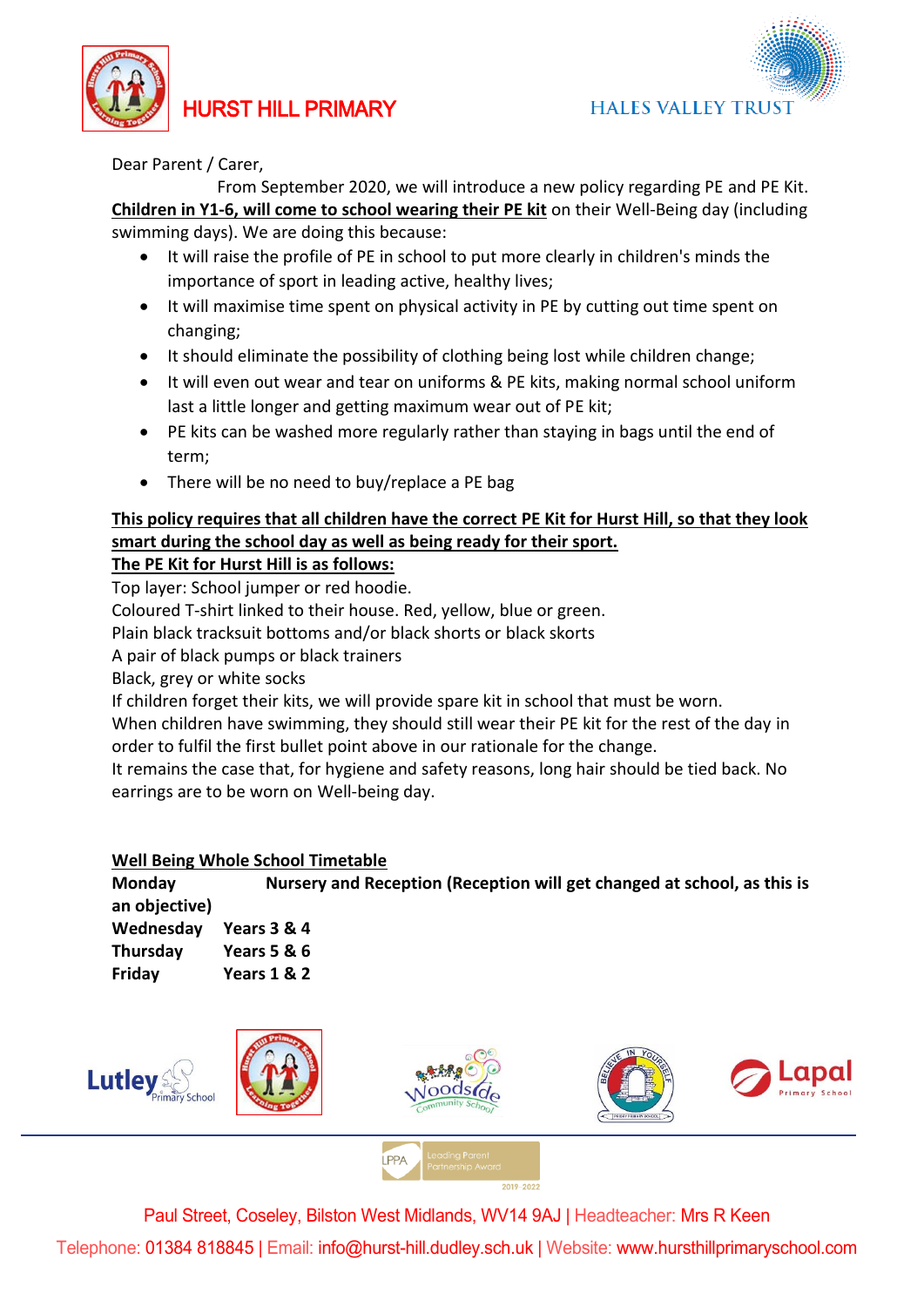# HURST HILL PRIMARY

HALES VALLEY TRUST

Dear Parent / Carer,

From September 2020, we will introduce a new policy regarding PE and PE Kit. **Children in Y1-6, will come to school wearing their PE kit** on their Well-Being day (including swimming days). We are doing this because:

- It will raise the profile of PE in school to put more clearly in children's minds the importance of sport in leading active, healthy lives;
- It will maximise time spent on physical activity in PE by cutting out time spent on changing;
- It should eliminate the possibility of clothing being lost while children change;
- It will even out wear and tear on uniforms & PE kits, making normal school uniform last a little longer and getting maximum wear out of PE kit;
- PE kits can be washed more regularly rather than staying in bags until the end of term;
- There will be no need to buy/replace a PE bag

**This policy requires that all children have the correct PE Kit for Hurst Hill, so that they look smart during the school day as well as being ready for their sport.**

**The PE Kit for Hurst Hill is as follows:**

Top layer: School jumper or red hoodie.
Coloured T-shirt linked to their house. Red, yellow, blue or green.
Plain black tracksuit bottoms and/or black shorts or black skorts
A pair of black pumps or black trainers
Black, grey or white socks
If children forget their kits, we will provide spare kit in school that must be worn.
When children have swimming, they should still wear their PE kit for the rest of the day in order to fulfil the first bullet point above in our rationale for the change.
It remains the case that, for hygiene and safety reasons, long hair should be tied back. No earrings are to be worn on Well-being day.

**Well Being Whole School Timetable**

**Monday** **Nursery and Reception (Reception will get changed at school, as this is an objective)**
**Wednesday** **Years 3 & 4**
**Thursday** **Years 5 & 6**
**Friday** **Years 1 & 2**

Paul Street, Coseley, Bilston West Midlands, WV14 9AJ | Headteacher: Mrs R Keen
Telephone: 01384 818845 | Email: info@hurst-hill.dudley.sch.uk | Website: www.hursthillprimaryschool.com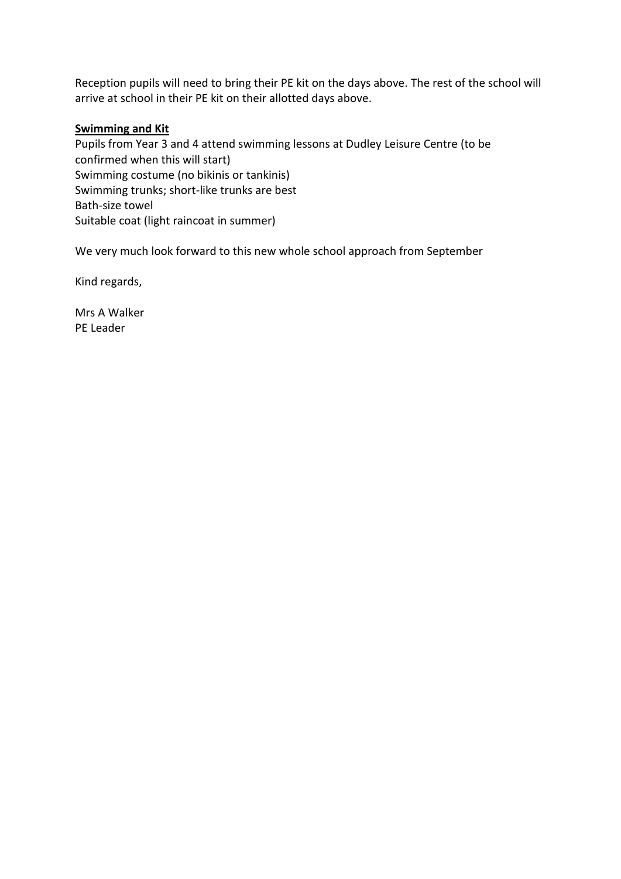Reception pupils will need to bring their PE kit on the days above. The rest of the school will arrive at school in their PE kit on their allotted days above.

**Swimming and Kit**

Pupils from Year 3 and 4 attend swimming lessons at Dudley Leisure Centre (to be confirmed when this will start)
Swimming costume (no bikinis or tankinis)
Swimming trunks; short-like trunks are best
Bath-size towel
Suitable coat (light raincoat in summer)

We very much look forward to this new whole school approach from September

Kind regards,

Mrs A Walker
PE Leader